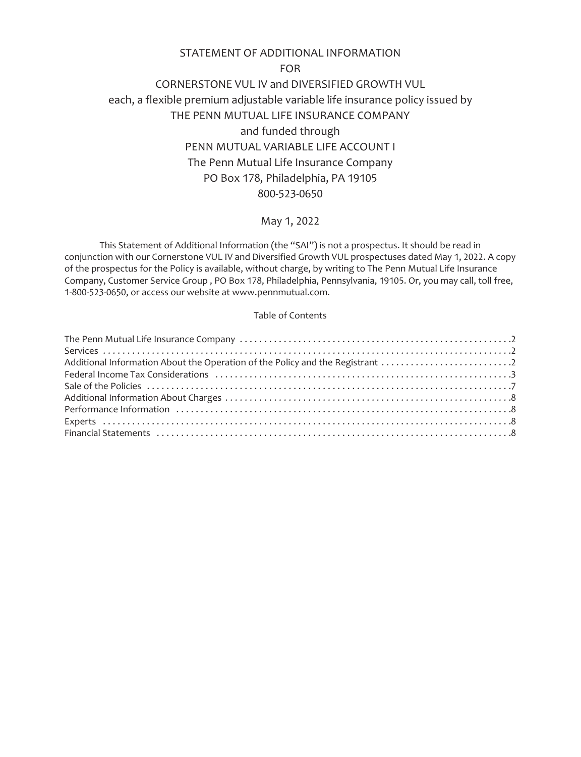# STATEMENT OF ADDITIONAL INFORMATION

FOR

CORNERSTONE VUL IV and DIVERSIFIED GROWTH VUL

each, a flexible premium adjustable variable life insurance policy issued by

THE PENN MUTUAL LIFE INSURANCE COMPANY

and funded through

PENN MUTUAL VARIABLE LIFE ACCOUNT I

The Penn Mutual Life Insurance Company

PO Box 178, Philadelphia, PA 19105

800-523-0650

May 1, 2022

This Statement of Additional Information (the "SAI") is not a prospectus. It should be read in conjunction with our Cornerstone VUL IV and Diversified Growth VUL prospectuses dated May 1, 2022. A copy of the prospectus for the Policy is available, without charge, by writing to The Penn Mutual Life Insurance Company, Customer Service Group , PO Box 178, Philadelphia, Pennsylvania, 19105. Or, you may call, toll free, 1-800-523-0650, or access our website at www.pennmutual.com.

Table of Contents

| Section | Page |
|---|---|
| The Penn Mutual Life Insurance Company | 2 |
| Services | 2 |
| Additional Information About the Operation of the Policy and the Registrant | 2 |
| Federal Income Tax Considerations | 3 |
| Sale of the Policies | 7 |
| Additional Information About Charges | 8 |
| Performance Information | 8 |
| Experts | 8 |
| Financial Statements | 8 |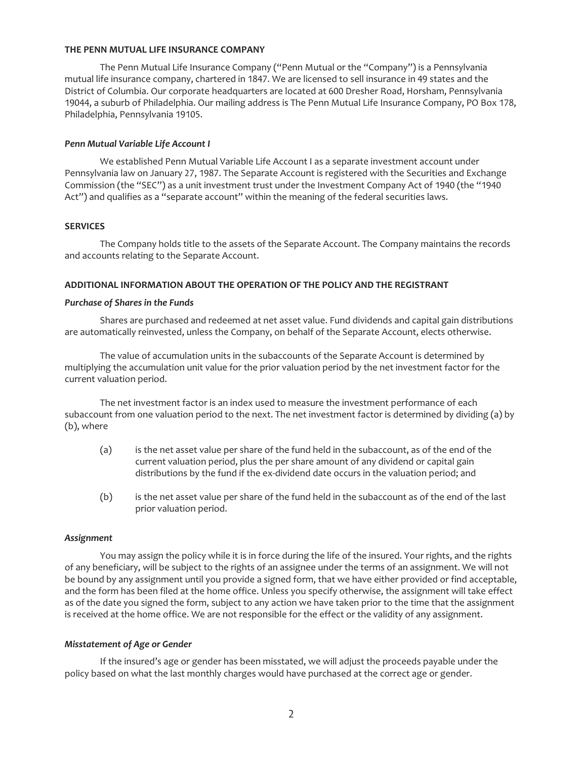## THE PENN MUTUAL LIFE INSURANCE COMPANY

The Penn Mutual Life Insurance Company ("Penn Mutual or the "Company") is a Pennsylvania mutual life insurance company, chartered in 1847. We are licensed to sell insurance in 49 states and the District of Columbia. Our corporate headquarters are located at 600 Dresher Road, Horsham, Pennsylvania 19044, a suburb of Philadelphia. Our mailing address is The Penn Mutual Life Insurance Company, PO Box 178, Philadelphia, Pennsylvania 19105.

### *Penn Mutual Variable Life Account I*

We established Penn Mutual Variable Life Account I as a separate investment account under Pennsylvania law on January 27, 1987. The Separate Account is registered with the Securities and Exchange Commission (the "SEC") as a unit investment trust under the Investment Company Act of 1940 (the "1940 Act") and qualifies as a "separate account" within the meaning of the federal securities laws.

## SERVICES

The Company holds title to the assets of the Separate Account. The Company maintains the records and accounts relating to the Separate Account.

## ADDITIONAL INFORMATION ABOUT THE OPERATION OF THE POLICY AND THE REGISTRANT

### *Purchase of Shares in the Funds*

Shares are purchased and redeemed at net asset value. Fund dividends and capital gain distributions are automatically reinvested, unless the Company, on behalf of the Separate Account, elects otherwise.

The value of accumulation units in the subaccounts of the Separate Account is determined by multiplying the accumulation unit value for the prior valuation period by the net investment factor for the current valuation period.

The net investment factor is an index used to measure the investment performance of each subaccount from one valuation period to the next. The net investment factor is determined by dividing (a) by (b), where

(a) is the net asset value per share of the fund held in the subaccount, as of the end of the current valuation period, plus the per share amount of any dividend or capital gain distributions by the fund if the ex-dividend date occurs in the valuation period; and

(b) is the net asset value per share of the fund held in the subaccount as of the end of the last prior valuation period.

### *Assignment*

You may assign the policy while it is in force during the life of the insured. Your rights, and the rights of any beneficiary, will be subject to the rights of an assignee under the terms of an assignment. We will not be bound by any assignment until you provide a signed form, that we have either provided or find acceptable, and the form has been filed at the home office. Unless you specify otherwise, the assignment will take effect as of the date you signed the form, subject to any action we have taken prior to the time that the assignment is received at the home office. We are not responsible for the effect or the validity of any assignment.

### *Misstatement of Age or Gender*

If the insured's age or gender has been misstated, we will adjust the proceeds payable under the policy based on what the last monthly charges would have purchased at the correct age or gender.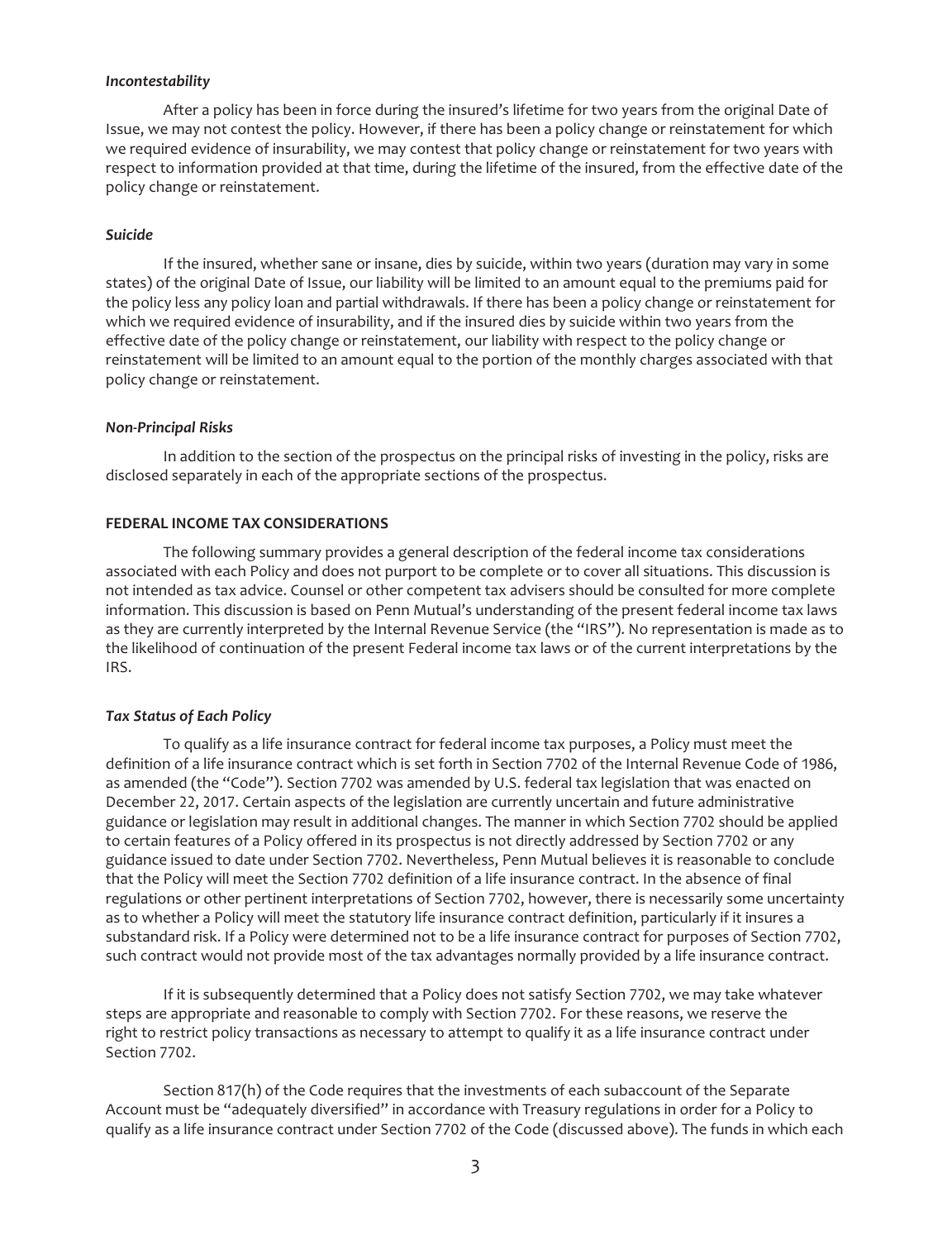### *Incontestability*

After a policy has been in force during the insured's lifetime for two years from the original Date of Issue, we may not contest the policy. However, if there has been a policy change or reinstatement for which we required evidence of insurability, we may contest that policy change or reinstatement for two years with respect to information provided at that time, during the lifetime of the insured, from the effective date of the policy change or reinstatement.

### *Suicide*

If the insured, whether sane or insane, dies by suicide, within two years (duration may vary in some states) of the original Date of Issue, our liability will be limited to an amount equal to the premiums paid for the policy less any policy loan and partial withdrawals. If there has been a policy change or reinstatement for which we required evidence of insurability, and if the insured dies by suicide within two years from the effective date of the policy change or reinstatement, our liability with respect to the policy change or reinstatement will be limited to an amount equal to the portion of the monthly charges associated with that policy change or reinstatement.

### *Non-Principal Risks*

In addition to the section of the prospectus on the principal risks of investing in the policy, risks are disclosed separately in each of the appropriate sections of the prospectus.

## FEDERAL INCOME TAX CONSIDERATIONS

The following summary provides a general description of the federal income tax considerations associated with each Policy and does not purport to be complete or to cover all situations. This discussion is not intended as tax advice. Counsel or other competent tax advisers should be consulted for more complete information. This discussion is based on Penn Mutual's understanding of the present federal income tax laws as they are currently interpreted by the Internal Revenue Service (the "IRS"). No representation is made as to the likelihood of continuation of the present Federal income tax laws or of the current interpretations by the IRS.

### *Tax Status of Each Policy*

To qualify as a life insurance contract for federal income tax purposes, a Policy must meet the definition of a life insurance contract which is set forth in Section 7702 of the Internal Revenue Code of 1986, as amended (the "Code"). Section 7702 was amended by U.S. federal tax legislation that was enacted on December 22, 2017. Certain aspects of the legislation are currently uncertain and future administrative guidance or legislation may result in additional changes. The manner in which Section 7702 should be applied to certain features of a Policy offered in its prospectus is not directly addressed by Section 7702 or any guidance issued to date under Section 7702. Nevertheless, Penn Mutual believes it is reasonable to conclude that the Policy will meet the Section 7702 definition of a life insurance contract. In the absence of final regulations or other pertinent interpretations of Section 7702, however, there is necessarily some uncertainty as to whether a Policy will meet the statutory life insurance contract definition, particularly if it insures a substandard risk. If a Policy were determined not to be a life insurance contract for purposes of Section 7702, such contract would not provide most of the tax advantages normally provided by a life insurance contract.

If it is subsequently determined that a Policy does not satisfy Section 7702, we may take whatever steps are appropriate and reasonable to comply with Section 7702. For these reasons, we reserve the right to restrict policy transactions as necessary to attempt to qualify it as a life insurance contract under Section 7702.

Section 817(h) of the Code requires that the investments of each subaccount of the Separate Account must be "adequately diversified" in accordance with Treasury regulations in order for a Policy to qualify as a life insurance contract under Section 7702 of the Code (discussed above). The funds in which each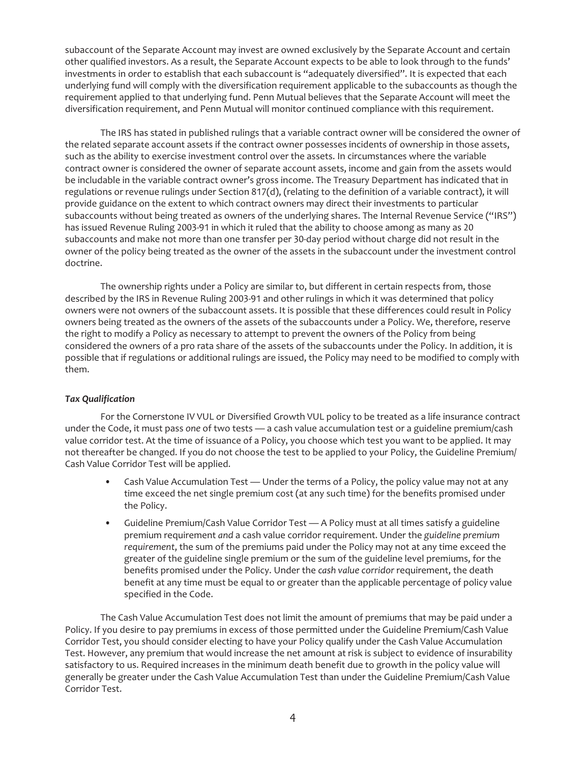subaccount of the Separate Account may invest are owned exclusively by the Separate Account and certain other qualified investors. As a result, the Separate Account expects to be able to look through to the funds' investments in order to establish that each subaccount is "adequately diversified". It is expected that each underlying fund will comply with the diversification requirement applicable to the subaccounts as though the requirement applied to that underlying fund. Penn Mutual believes that the Separate Account will meet the diversification requirement, and Penn Mutual will monitor continued compliance with this requirement.

The IRS has stated in published rulings that a variable contract owner will be considered the owner of the related separate account assets if the contract owner possesses incidents of ownership in those assets, such as the ability to exercise investment control over the assets. In circumstances where the variable contract owner is considered the owner of separate account assets, income and gain from the assets would be includable in the variable contract owner's gross income. The Treasury Department has indicated that in regulations or revenue rulings under Section 817(d), (relating to the definition of a variable contract), it will provide guidance on the extent to which contract owners may direct their investments to particular subaccounts without being treated as owners of the underlying shares. The Internal Revenue Service ("IRS") has issued Revenue Ruling 2003-91 in which it ruled that the ability to choose among as many as 20 subaccounts and make not more than one transfer per 30-day period without charge did not result in the owner of the policy being treated as the owner of the assets in the subaccount under the investment control doctrine.

The ownership rights under a Policy are similar to, but different in certain respects from, those described by the IRS in Revenue Ruling 2003-91 and other rulings in which it was determined that policy owners were not owners of the subaccount assets. It is possible that these differences could result in Policy owners being treated as the owners of the assets of the subaccounts under a Policy. We, therefore, reserve the right to modify a Policy as necessary to attempt to prevent the owners of the Policy from being considered the owners of a pro rata share of the assets of the subaccounts under the Policy. In addition, it is possible that if regulations or additional rulings are issued, the Policy may need to be modified to comply with them.

***Tax Qualification***

For the Cornerstone IV VUL or Diversified Growth VUL policy to be treated as a life insurance contract under the Code, it must pass *one* of two tests — a cash value accumulation test or a guideline premium/cash value corridor test. At the time of issuance of a Policy, you choose which test you want to be applied. It may not thereafter be changed. If you do not choose the test to be applied to your Policy, the Guideline Premium/Cash Value Corridor Test will be applied.

- Cash Value Accumulation Test — Under the terms of a Policy, the policy value may not at any time exceed the net single premium cost (at any such time) for the benefits promised under the Policy.
- Guideline Premium/Cash Value Corridor Test — A Policy must at all times satisfy a guideline premium requirement *and* a cash value corridor requirement. Under the *guideline premium requirement*, the sum of the premiums paid under the Policy may not at any time exceed the greater of the guideline single premium or the sum of the guideline level premiums, for the benefits promised under the Policy. Under the *cash value corridor* requirement, the death benefit at any time must be equal to or greater than the applicable percentage of policy value specified in the Code.

The Cash Value Accumulation Test does not limit the amount of premiums that may be paid under a Policy. If you desire to pay premiums in excess of those permitted under the Guideline Premium/Cash Value Corridor Test, you should consider electing to have your Policy qualify under the Cash Value Accumulation Test. However, any premium that would increase the net amount at risk is subject to evidence of insurability satisfactory to us. Required increases in the minimum death benefit due to growth in the policy value will generally be greater under the Cash Value Accumulation Test than under the Guideline Premium/Cash Value Corridor Test.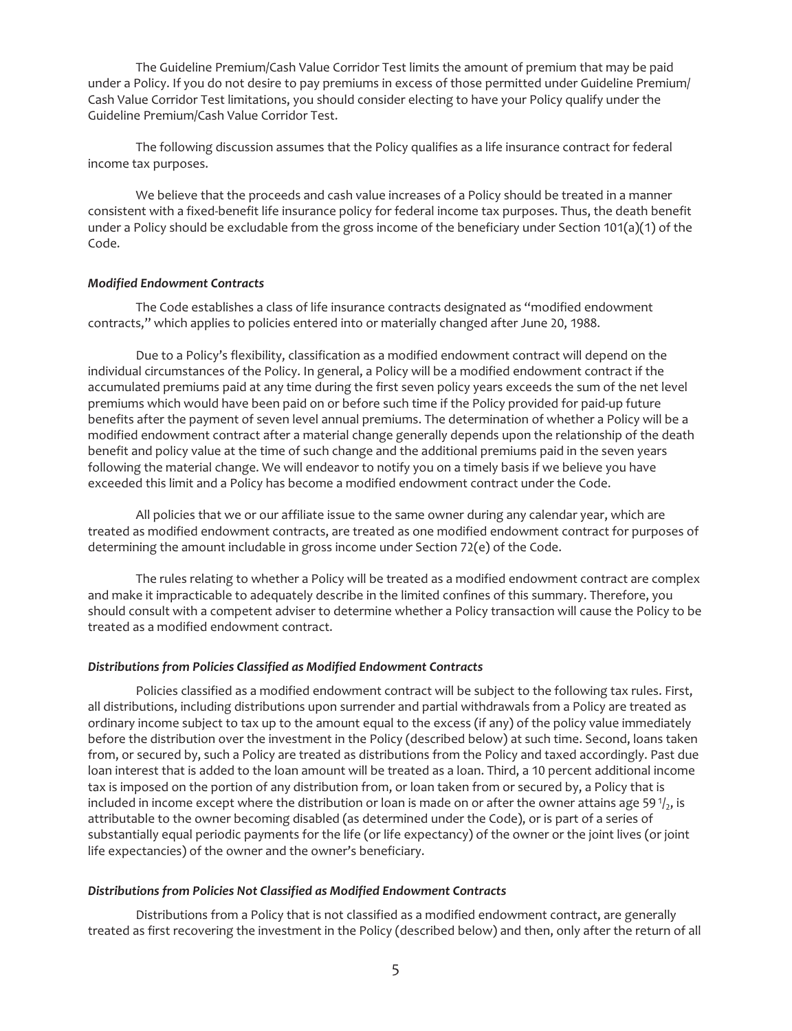The Guideline Premium/Cash Value Corridor Test limits the amount of premium that may be paid under a Policy. If you do not desire to pay premiums in excess of those permitted under Guideline Premium/Cash Value Corridor Test limitations, you should consider electing to have your Policy qualify under the Guideline Premium/Cash Value Corridor Test.

The following discussion assumes that the Policy qualifies as a life insurance contract for federal income tax purposes.

We believe that the proceeds and cash value increases of a Policy should be treated in a manner consistent with a fixed-benefit life insurance policy for federal income tax purposes. Thus, the death benefit under a Policy should be excludable from the gross income of the beneficiary under Section 101(a)(1) of the Code.

### *Modified Endowment Contracts*

The Code establishes a class of life insurance contracts designated as "modified endowment contracts," which applies to policies entered into or materially changed after June 20, 1988.

Due to a Policy's flexibility, classification as a modified endowment contract will depend on the individual circumstances of the Policy. In general, a Policy will be a modified endowment contract if the accumulated premiums paid at any time during the first seven policy years exceeds the sum of the net level premiums which would have been paid on or before such time if the Policy provided for paid-up future benefits after the payment of seven level annual premiums. The determination of whether a Policy will be a modified endowment contract after a material change generally depends upon the relationship of the death benefit and policy value at the time of such change and the additional premiums paid in the seven years following the material change. We will endeavor to notify you on a timely basis if we believe you have exceeded this limit and a Policy has become a modified endowment contract under the Code.

All policies that we or our affiliate issue to the same owner during any calendar year, which are treated as modified endowment contracts, are treated as one modified endowment contract for purposes of determining the amount includable in gross income under Section 72(e) of the Code.

The rules relating to whether a Policy will be treated as a modified endowment contract are complex and make it impracticable to adequately describe in the limited confines of this summary. Therefore, you should consult with a competent adviser to determine whether a Policy transaction will cause the Policy to be treated as a modified endowment contract.

### *Distributions from Policies Classified as Modified Endowment Contracts*

Policies classified as a modified endowment contract will be subject to the following tax rules. First, all distributions, including distributions upon surrender and partial withdrawals from a Policy are treated as ordinary income subject to tax up to the amount equal to the excess (if any) of the policy value immediately before the distribution over the investment in the Policy (described below) at such time. Second, loans taken from, or secured by, such a Policy are treated as distributions from the Policy and taxed accordingly. Past due loan interest that is added to the loan amount will be treated as a loan. Third, a 10 percent additional income tax is imposed on the portion of any distribution from, or loan taken from or secured by, a Policy that is included in income except where the distribution or loan is made on or after the owner attains age 59 1/2, is attributable to the owner becoming disabled (as determined under the Code), or is part of a series of substantially equal periodic payments for the life (or life expectancy) of the owner or the joint lives (or joint life expectancies) of the owner and the owner's beneficiary.

### *Distributions from Policies Not Classified as Modified Endowment Contracts*

Distributions from a Policy that is not classified as a modified endowment contract, are generally treated as first recovering the investment in the Policy (described below) and then, only after the return of all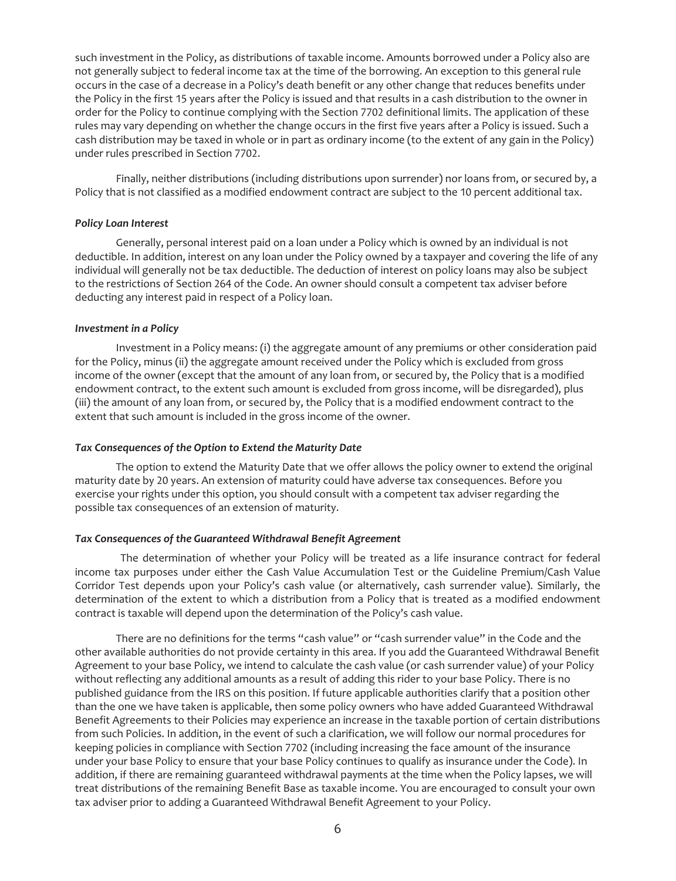such investment in the Policy, as distributions of taxable income. Amounts borrowed under a Policy also are not generally subject to federal income tax at the time of the borrowing. An exception to this general rule occurs in the case of a decrease in a Policy's death benefit or any other change that reduces benefits under the Policy in the first 15 years after the Policy is issued and that results in a cash distribution to the owner in order for the Policy to continue complying with the Section 7702 definitional limits. The application of these rules may vary depending on whether the change occurs in the first five years after a Policy is issued. Such a cash distribution may be taxed in whole or in part as ordinary income (to the extent of any gain in the Policy) under rules prescribed in Section 7702.

Finally, neither distributions (including distributions upon surrender) nor loans from, or secured by, a Policy that is not classified as a modified endowment contract are subject to the 10 percent additional tax.

***Policy Loan Interest***

Generally, personal interest paid on a loan under a Policy which is owned by an individual is not deductible. In addition, interest on any loan under the Policy owned by a taxpayer and covering the life of any individual will generally not be tax deductible. The deduction of interest on policy loans may also be subject to the restrictions of Section 264 of the Code. An owner should consult a competent tax adviser before deducting any interest paid in respect of a Policy loan.

***Investment in a Policy***

Investment in a Policy means: (i) the aggregate amount of any premiums or other consideration paid for the Policy, minus (ii) the aggregate amount received under the Policy which is excluded from gross income of the owner (except that the amount of any loan from, or secured by, the Policy that is a modified endowment contract, to the extent such amount is excluded from gross income, will be disregarded), plus (iii) the amount of any loan from, or secured by, the Policy that is a modified endowment contract to the extent that such amount is included in the gross income of the owner.

***Tax Consequences of the Option to Extend the Maturity Date***

The option to extend the Maturity Date that we offer allows the policy owner to extend the original maturity date by 20 years. An extension of maturity could have adverse tax consequences. Before you exercise your rights under this option, you should consult with a competent tax adviser regarding the possible tax consequences of an extension of maturity.

***Tax Consequences of the Guaranteed Withdrawal Benefit Agreement***

The determination of whether your Policy will be treated as a life insurance contract for federal income tax purposes under either the Cash Value Accumulation Test or the Guideline Premium/Cash Value Corridor Test depends upon your Policy's cash value (or alternatively, cash surrender value). Similarly, the determination of the extent to which a distribution from a Policy that is treated as a modified endowment contract is taxable will depend upon the determination of the Policy's cash value.

There are no definitions for the terms "cash value" or "cash surrender value" in the Code and the other available authorities do not provide certainty in this area. If you add the Guaranteed Withdrawal Benefit Agreement to your base Policy, we intend to calculate the cash value (or cash surrender value) of your Policy without reflecting any additional amounts as a result of adding this rider to your base Policy. There is no published guidance from the IRS on this position. If future applicable authorities clarify that a position other than the one we have taken is applicable, then some policy owners who have added Guaranteed Withdrawal Benefit Agreements to their Policies may experience an increase in the taxable portion of certain distributions from such Policies. In addition, in the event of such a clarification, we will follow our normal procedures for keeping policies in compliance with Section 7702 (including increasing the face amount of the insurance under your base Policy to ensure that your base Policy continues to qualify as insurance under the Code). In addition, if there are remaining guaranteed withdrawal payments at the time when the Policy lapses, we will treat distributions of the remaining Benefit Base as taxable income. You are encouraged to consult your own tax adviser prior to adding a Guaranteed Withdrawal Benefit Agreement to your Policy.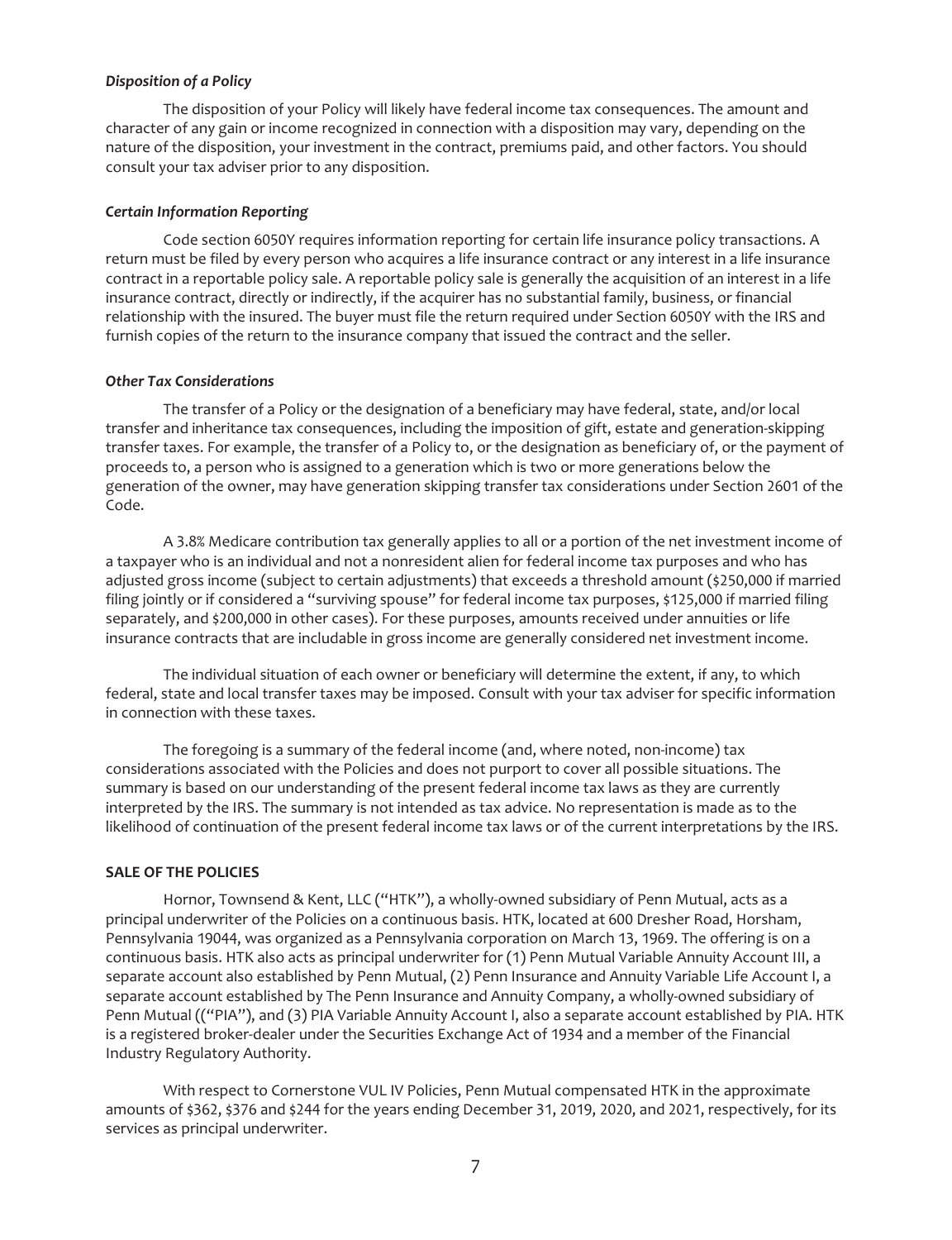### *Disposition of a Policy*

The disposition of your Policy will likely have federal income tax consequences. The amount and character of any gain or income recognized in connection with a disposition may vary, depending on the nature of the disposition, your investment in the contract, premiums paid, and other factors. You should consult your tax adviser prior to any disposition.

### *Certain Information Reporting*

Code section 6050Y requires information reporting for certain life insurance policy transactions. A return must be filed by every person who acquires a life insurance contract or any interest in a life insurance contract in a reportable policy sale. A reportable policy sale is generally the acquisition of an interest in a life insurance contract, directly or indirectly, if the acquirer has no substantial family, business, or financial relationship with the insured. The buyer must file the return required under Section 6050Y with the IRS and furnish copies of the return to the insurance company that issued the contract and the seller.

### *Other Tax Considerations*

The transfer of a Policy or the designation of a beneficiary may have federal, state, and/or local transfer and inheritance tax consequences, including the imposition of gift, estate and generation-skipping transfer taxes. For example, the transfer of a Policy to, or the designation as beneficiary of, or the payment of proceeds to, a person who is assigned to a generation which is two or more generations below the generation of the owner, may have generation skipping transfer tax considerations under Section 2601 of the Code.

A 3.8% Medicare contribution tax generally applies to all or a portion of the net investment income of a taxpayer who is an individual and not a nonresident alien for federal income tax purposes and who has adjusted gross income (subject to certain adjustments) that exceeds a threshold amount ($250,000 if married filing jointly or if considered a "surviving spouse" for federal income tax purposes, $125,000 if married filing separately, and $200,000 in other cases). For these purposes, amounts received under annuities or life insurance contracts that are includable in gross income are generally considered net investment income.

The individual situation of each owner or beneficiary will determine the extent, if any, to which federal, state and local transfer taxes may be imposed. Consult with your tax adviser for specific information in connection with these taxes.

The foregoing is a summary of the federal income (and, where noted, non-income) tax considerations associated with the Policies and does not purport to cover all possible situations. The summary is based on our understanding of the present federal income tax laws as they are currently interpreted by the IRS. The summary is not intended as tax advice. No representation is made as to the likelihood of continuation of the present federal income tax laws or of the current interpretations by the IRS.

## **SALE OF THE POLICIES**

Hornor, Townsend & Kent, LLC ("HTK"), a wholly-owned subsidiary of Penn Mutual, acts as a principal underwriter of the Policies on a continuous basis. HTK, located at 600 Dresher Road, Horsham, Pennsylvania 19044, was organized as a Pennsylvania corporation on March 13, 1969. The offering is on a continuous basis. HTK also acts as principal underwriter for (1) Penn Mutual Variable Annuity Account III, a separate account also established by Penn Mutual, (2) Penn Insurance and Annuity Variable Life Account I, a separate account established by The Penn Insurance and Annuity Company, a wholly-owned subsidiary of Penn Mutual (("PIA"), and (3) PIA Variable Annuity Account I, also a separate account established by PIA. HTK is a registered broker-dealer under the Securities Exchange Act of 1934 and a member of the Financial Industry Regulatory Authority.

With respect to Cornerstone VUL IV Policies, Penn Mutual compensated HTK in the approximate amounts of $362, $376 and $244 for the years ending December 31, 2019, 2020, and 2021, respectively, for its services as principal underwriter.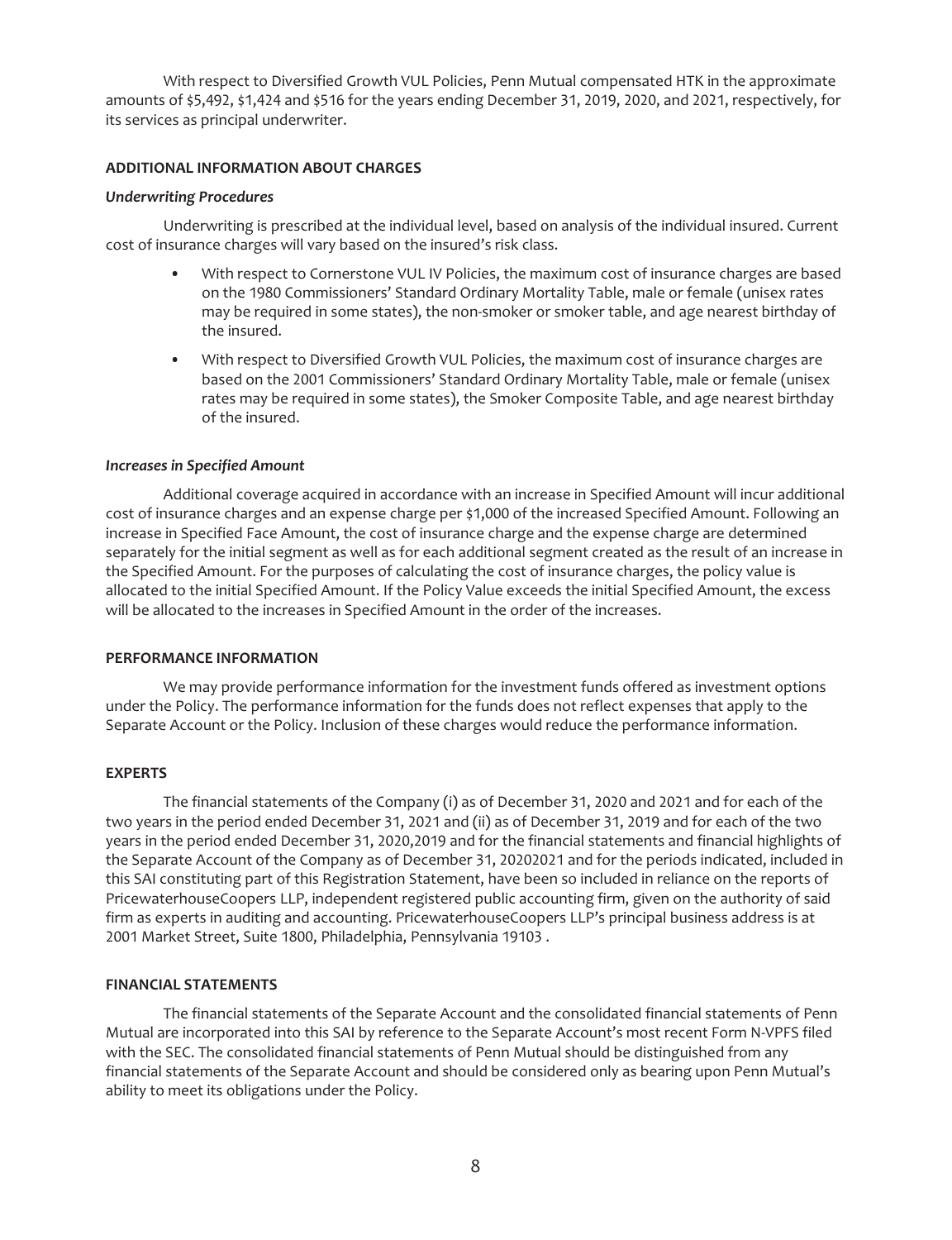With respect to Diversified Growth VUL Policies, Penn Mutual compensated HTK in the approximate amounts of $5,492, $1,424 and $516 for the years ending December 31, 2019, 2020, and 2021, respectively, for its services as principal underwriter.

## ADDITIONAL INFORMATION ABOUT CHARGES

### *Underwriting Procedures*

Underwriting is prescribed at the individual level, based on analysis of the individual insured. Current cost of insurance charges will vary based on the insured's risk class.

- With respect to Cornerstone VUL IV Policies, the maximum cost of insurance charges are based on the 1980 Commissioners' Standard Ordinary Mortality Table, male or female (unisex rates may be required in some states), the non-smoker or smoker table, and age nearest birthday of the insured.
- With respect to Diversified Growth VUL Policies, the maximum cost of insurance charges are based on the 2001 Commissioners' Standard Ordinary Mortality Table, male or female (unisex rates may be required in some states), the Smoker Composite Table, and age nearest birthday of the insured.

### *Increases in Specified Amount*

Additional coverage acquired in accordance with an increase in Specified Amount will incur additional cost of insurance charges and an expense charge per $1,000 of the increased Specified Amount. Following an increase in Specified Face Amount, the cost of insurance charge and the expense charge are determined separately for the initial segment as well as for each additional segment created as the result of an increase in the Specified Amount. For the purposes of calculating the cost of insurance charges, the policy value is allocated to the initial Specified Amount. If the Policy Value exceeds the initial Specified Amount, the excess will be allocated to the increases in Specified Amount in the order of the increases.

## PERFORMANCE INFORMATION

We may provide performance information for the investment funds offered as investment options under the Policy. The performance information for the funds does not reflect expenses that apply to the Separate Account or the Policy. Inclusion of these charges would reduce the performance information.

## EXPERTS

The financial statements of the Company (i) as of December 31, 2020 and 2021 and for each of the two years in the period ended December 31, 2021 and (ii) as of December 31, 2019 and for each of the two years in the period ended December 31, 2020,2019 and for the financial statements and financial highlights of the Separate Account of the Company as of December 31, 20202021 and for the periods indicated, included in this SAI constituting part of this Registration Statement, have been so included in reliance on the reports of PricewaterhouseCoopers LLP, independent registered public accounting firm, given on the authority of said firm as experts in auditing and accounting. PricewaterhouseCoopers LLP's principal business address is at 2001 Market Street, Suite 1800, Philadelphia, Pennsylvania 19103 .

## FINANCIAL STATEMENTS

The financial statements of the Separate Account and the consolidated financial statements of Penn Mutual are incorporated into this SAI by reference to the Separate Account's most recent Form N-VPFS filed with the SEC. The consolidated financial statements of Penn Mutual should be distinguished from any financial statements of the Separate Account and should be considered only as bearing upon Penn Mutual's ability to meet its obligations under the Policy.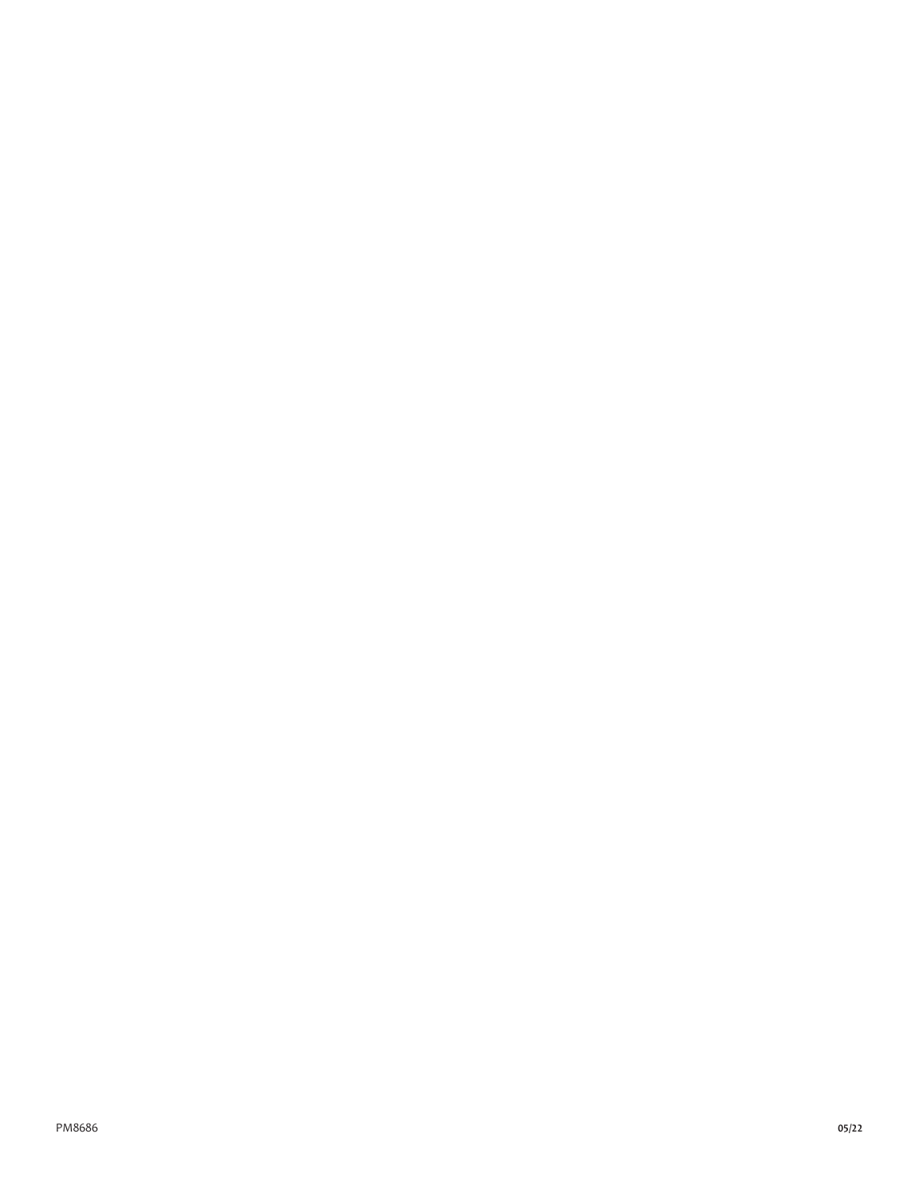PM8686

05/22